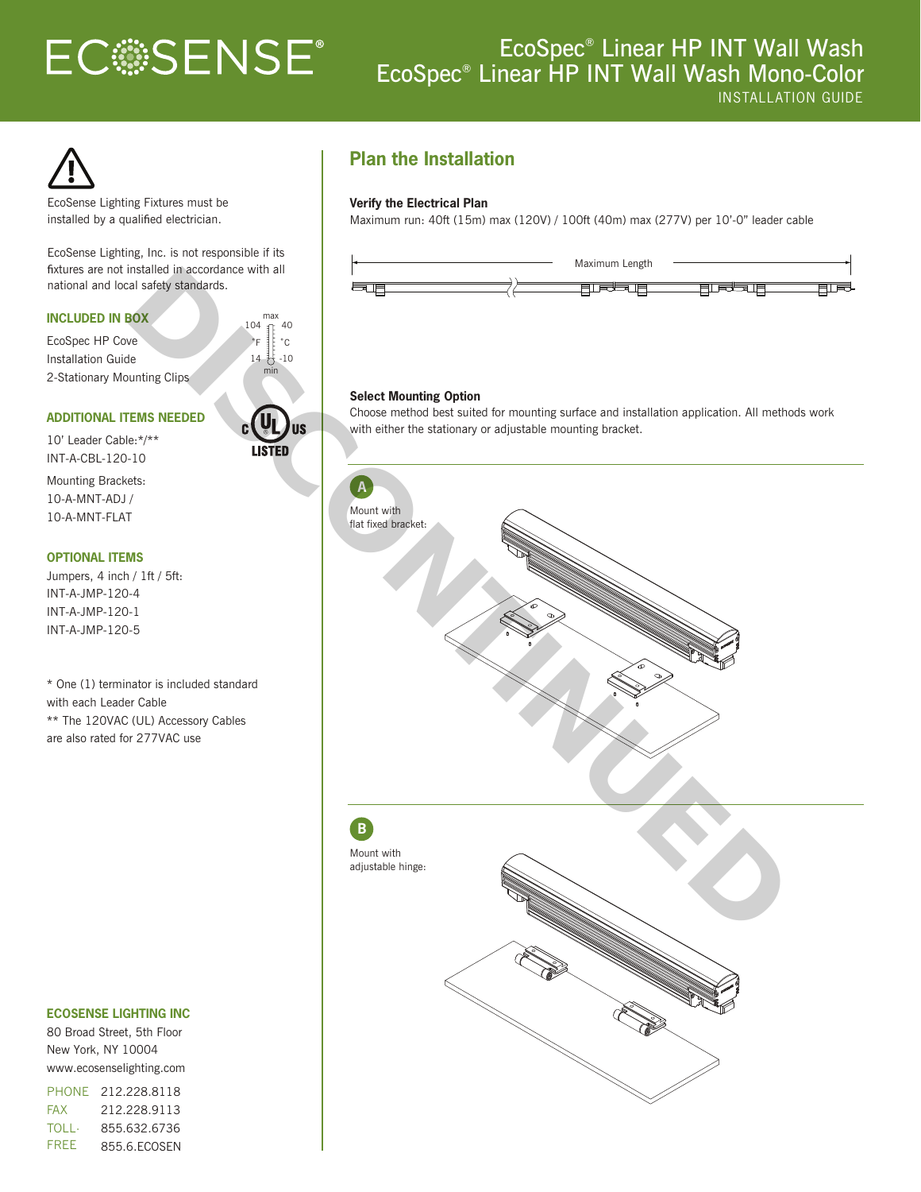# ECOSENSE®

# EcoSpec® Linear HP INT Wall Wash
# EcoSpec® Linear HP INT Wall Wash Mono-Color

INSTALLATION GUIDE

EcoSense Lighting Fixtures must be installed by a qualified electrician.

EcoSense Lighting, Inc. is not responsible if its fixtures are not installed in accordance with all national and local safety standards.

DISCONTINUED

### INCLUDED IN BOX

EcoSpec HP Cove
Installation Guide
2-Stationary Mounting Clips

max 104 °F / 40 °C
min 14 °F / -10 °C

c UL us LISTED

### ADDITIONAL ITEMS NEEDED

10' Leader Cable:*/**
INT-A-CBL-120-10

Mounting Brackets:
10-A-MNT-ADJ /
10-A-MNT-FLAT

### OPTIONAL ITEMS

Jumpers, 4 inch / 1ft / 5ft:
INT-A-JMP-120-4
INT-A-JMP-120-1
INT-A-JMP-120-5

* One (1) terminator is included standard with each Leader Cable
** The 120VAC (UL) Accessory Cables are also rated for 277VAC use

### ECOSENSE LIGHTING INC

80 Broad Street, 5th Floor
New York, NY 10004
www.ecosenselighting.com

| | |
|---|---|
| PHONE | 212.228.8118 |
| FAX | 212.228.9113 |
| TOLL-FREE | 855.632.6736 |
| | 855.6.ECOSEN |

## Plan the Installation

**Verify the Electrical Plan**

Maximum run: 40ft (15m) max (120V) / 100ft (40m) max (277V) per 10'-0" leader cable

Maximum Length

**Select Mounting Option**

Choose method best suited for mounting surface and installation application. All methods work with either the stationary or adjustable mounting bracket.

**A**

Mount with flat fixed bracket:

**B**

Mount with adjustable hinge: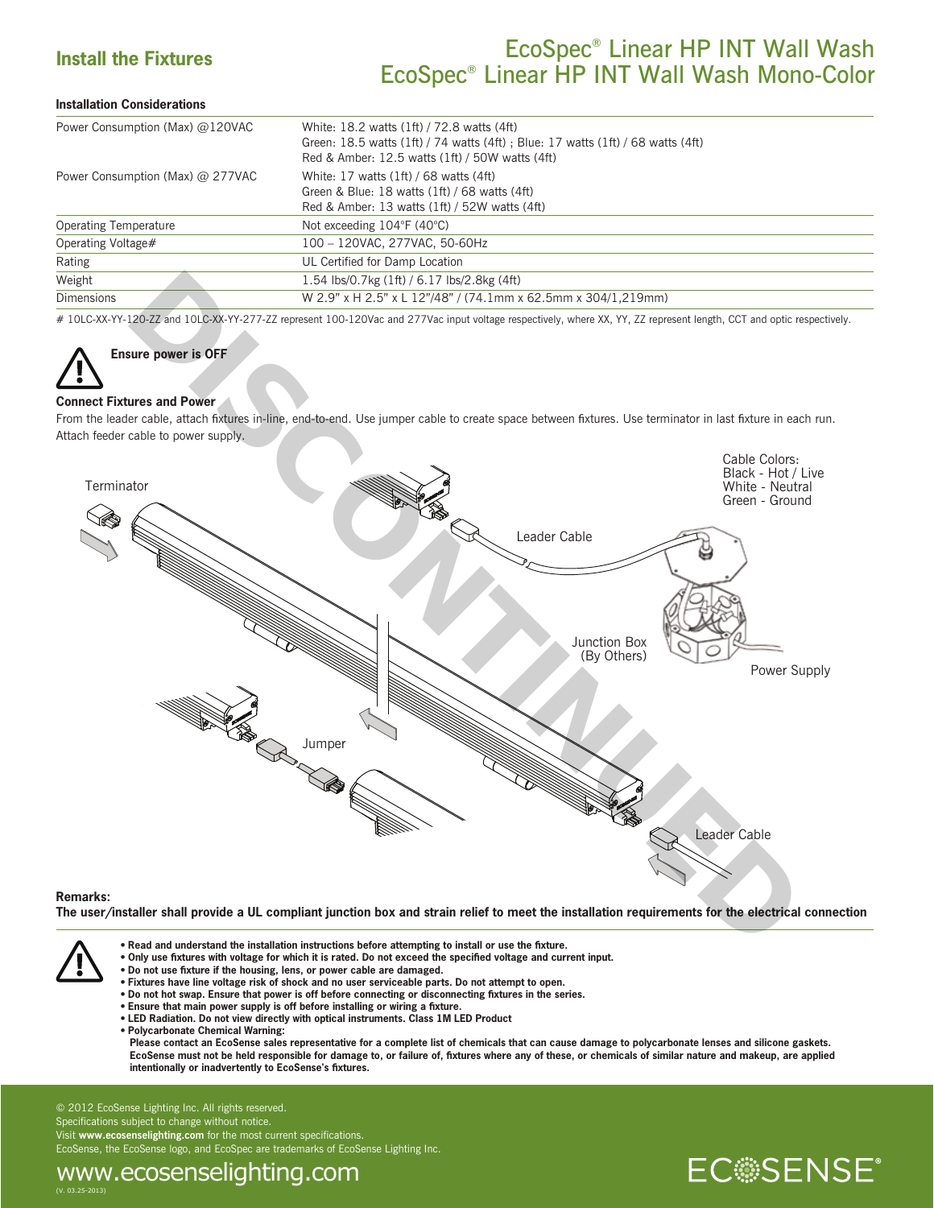## Install the Fixtures

# EcoSpec® Linear HP INT Wall Wash
# EcoSpec® Linear HP INT Wall Wash Mono-Color

### Installation Considerations

| | |
|---|---|
| Power Consumption (Max) @120VAC | White: 18.2 watts (1ft) / 72.8 watts (4ft)<br>Green: 18.5 watts (1ft) / 74 watts (4ft) ; Blue: 17 watts (1ft) / 68 watts (4ft)<br>Red & Amber: 12.5 watts (1ft) / 50W watts (4ft) |
| Power Consumption (Max) @ 277VAC | White: 17 watts (1ft) / 68 watts (4ft)<br>Green & Blue: 18 watts (1ft) / 68 watts (4ft)<br>Red & Amber: 13 watts (1ft) / 52W watts (4ft) |
| Operating Temperature | Not exceeding 104°F (40°C) |
| Operating Voltage# | 100 – 120VAC, 277VAC, 50-60Hz |
| Rating | UL Certified for Damp Location |
| Weight | 1.54 lbs/0.7kg (1ft) / 6.17 lbs/2.8kg (4ft) |
| Dimensions | W 2.9" x H 2.5" x L 12"/48" / (74.1mm x 62.5mm x 304/1,219mm) |

# 10LC-XX-YY-120-ZZ and 10LC-XX-YY-277-ZZ represent 100-120Vac and 277Vac input voltage respectively, where XX, YY, ZZ represent length, CCT and optic respectively.

DISCONTINUED

**Ensure power is OFF**

**Connect Fixtures and Power**

From the leader cable, attach fixtures in-line, end-to-end. Use jumper cable to create space between fixtures. Use terminator in last fixture in each run. Attach feeder cable to power supply.

Terminator

Leader Cable

Cable Colors:
Black - Hot / Live
White - Neutral
Green - Ground

Junction Box
(By Others)

Power Supply

Jumper

Leader Cable

**Remarks:**
**The user/installer shall provide a UL compliant junction box and strain relief to meet the installation requirements for the electrical connection**

- **Read and understand the installation instructions before attempting to install or use the fixture.**
- **Only use fixtures with voltage for which it is rated. Do not exceed the specified voltage and current input.**
- **Do not use fixture if the housing, lens, or power cable are damaged.**
- **Fixtures have line voltage risk of shock and no user serviceable parts. Do not attempt to open.**
- **Do not hot swap. Ensure that power is off before connecting or disconnecting fixtures in the series.**
- **Ensure that main power supply is off before installing or wiring a fixture.**
- **LED Radiation. Do not view directly with optical instruments. Class 1M LED Product**
- **Polycarbonate Chemical Warning:**
  **Please contact an EcoSense sales representative for a complete list of chemicals that can cause damage to polycarbonate lenses and silicone gaskets. EcoSense must not be held responsible for damage to, or failure of, fixtures where any of these, or chemicals of similar nature and makeup, are applied intentionally or inadvertently to EcoSense's fixtures.**

© 2012 EcoSense Lighting Inc. All rights reserved.
Specifications subject to change without notice.
Visit **www.ecosenselighting.com** for the most current specifications.
EcoSense, the EcoSense logo, and EcoSpec are trademarks of EcoSense Lighting Inc.

www.ecosenselighting.com

(V. 03.25-2013)

ECOSENSE®